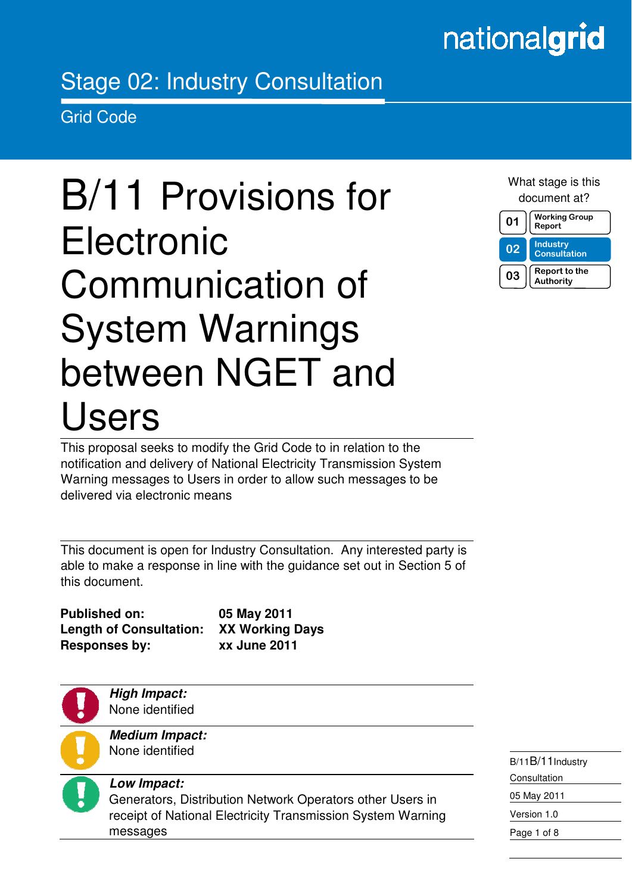nationalgrid

Stage 02: Industry Consultation

Grid Code

# B/11 Provisions for Electronic Communication of System Warnings between NGET and Users

This proposal seeks to modify the Grid Code to in relation to the notification and delivery of National Electricity Transmission System Warning messages to Users in order to allow such messages to be delivered via electronic means

This document is open for Industry Consultation. Any interested party is able to make a response in line with the guidance set out in Section 5 of this document.

**Published on:** **05 May 2011**
**Length of Consultation:** **XX Working Days**
**Responses by:** **xx June 2011**

***High Impact:***
None identified

***Medium Impact:***
None identified

***Low Impact:***
Generators, Distribution Network Operators other Users in receipt of National Electricity Transmission System Warning messages

What stage is this document at?

| | |
|---|---|
| 01 | Working Group Report |
| 02 | Industry Consultation |
| 03 | Report to the Authority |

B/11 Industry Consultation
05 May 2011
Version 1.0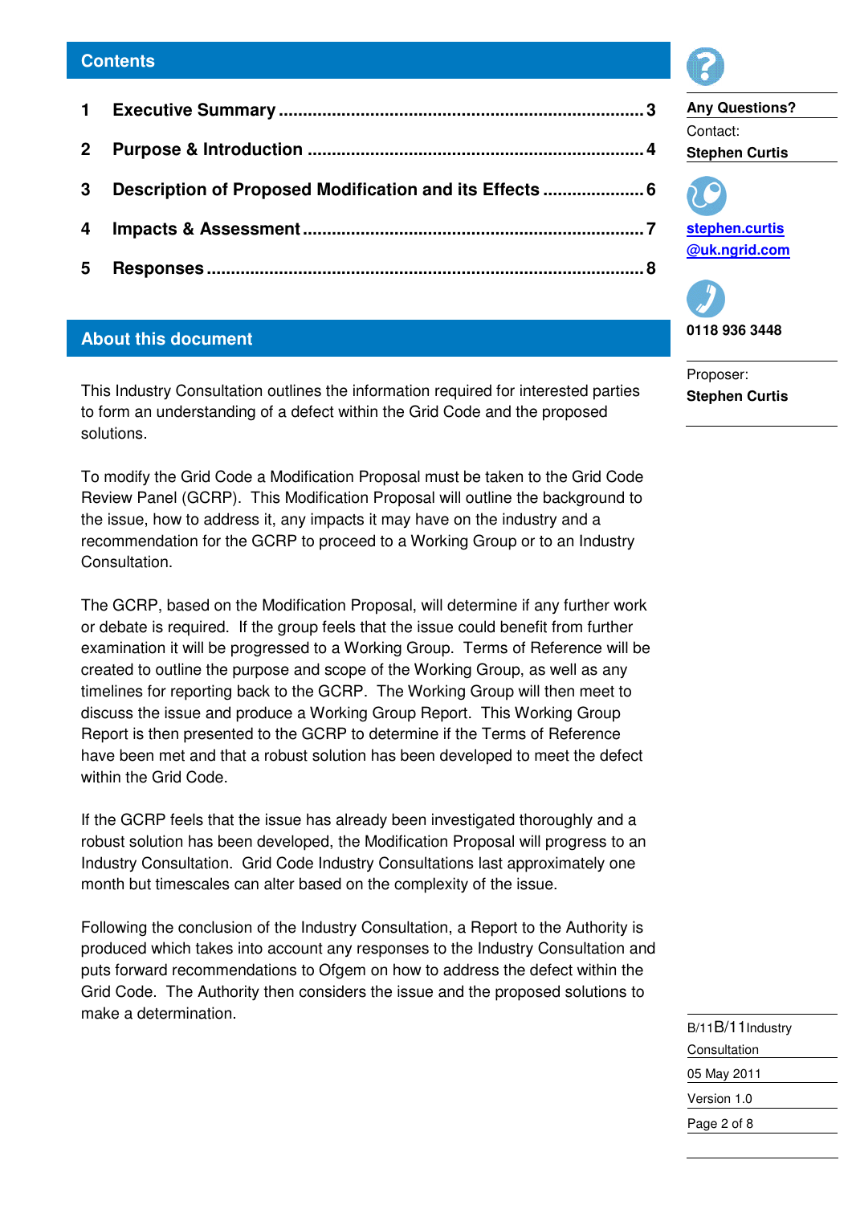## Contents

| | | |
|---|---|---|
| 1 | **Executive Summary** | 3 |
| 2 | **Purpose & Introduction** | 4 |
| 3 | **Description of Proposed Modification and its Effects** | 6 |
| 4 | **Impacts & Assessment** | 7 |
| 5 | **Responses** | 8 |

## About this document

This Industry Consultation outlines the information required for interested parties to form an understanding of a defect within the Grid Code and the proposed solutions.

To modify the Grid Code a Modification Proposal must be taken to the Grid Code Review Panel (GCRP). This Modification Proposal will outline the background to the issue, how to address it, any impacts it may have on the industry and a recommendation for the GCRP to proceed to a Working Group or to an Industry Consultation.

The GCRP, based on the Modification Proposal, will determine if any further work or debate is required. If the group feels that the issue could benefit from further examination it will be progressed to a Working Group. Terms of Reference will be created to outline the purpose and scope of the Working Group, as well as any timelines for reporting back to the GCRP. The Working Group will then meet to discuss the issue and produce a Working Group Report. This Working Group Report is then presented to the GCRP to determine if the Terms of Reference have been met and that a robust solution has been developed to meet the defect within the Grid Code.

If the GCRP feels that the issue has already been investigated thoroughly and a robust solution has been developed, the Modification Proposal will progress to an Industry Consultation. Grid Code Industry Consultations last approximately one month but timescales can alter based on the complexity of the issue.

Following the conclusion of the Industry Consultation, a Report to the Authority is produced which takes into account any responses to the Industry Consultation and puts forward recommendations to Ofgem on how to address the defect within the Grid Code. The Authority then considers the issue and the proposed solutions to make a determination.

**Any Questions?**

Contact:
**Stephen Curtis**

**stephen.curtis@uk.ngrid.com**

**0118 936 3448**

Proposer:
**Stephen Curtis**

B/11 Industry Consultation
05 May 2011
Version 1.0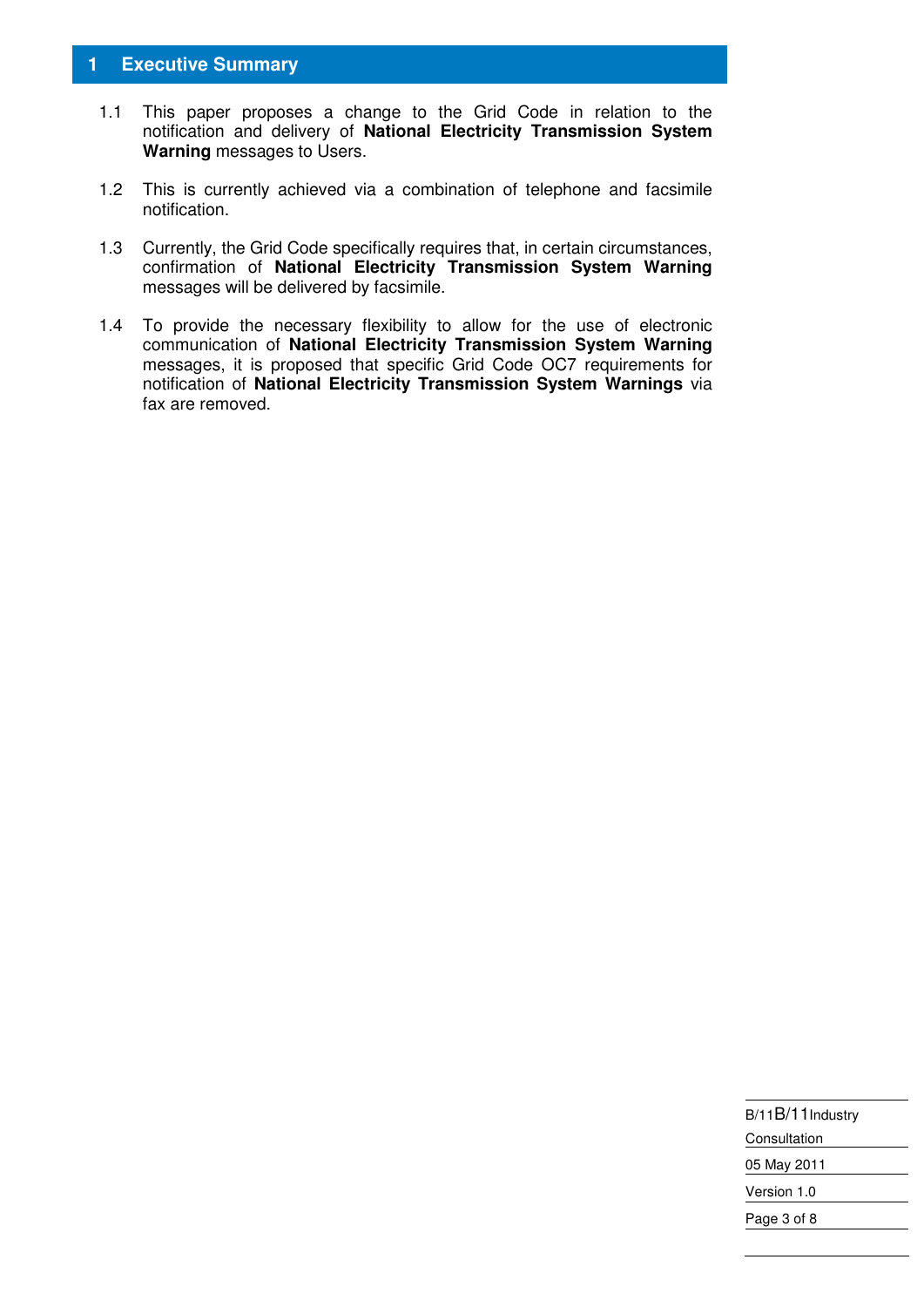# 1 Executive Summary

1.1 This paper proposes a change to the Grid Code in relation to the notification and delivery of **National Electricity Transmission System Warning** messages to Users.

1.2 This is currently achieved via a combination of telephone and facsimile notification.

1.3 Currently, the Grid Code specifically requires that, in certain circumstances, confirmation of **National Electricity Transmission System Warning** messages will be delivered by facsimile.

1.4 To provide the necessary flexibility to allow for the use of electronic communication of **National Electricity Transmission System Warning** messages, it is proposed that specific Grid Code OC7 requirements for notification of **National Electricity Transmission System Warnings** via fax are removed.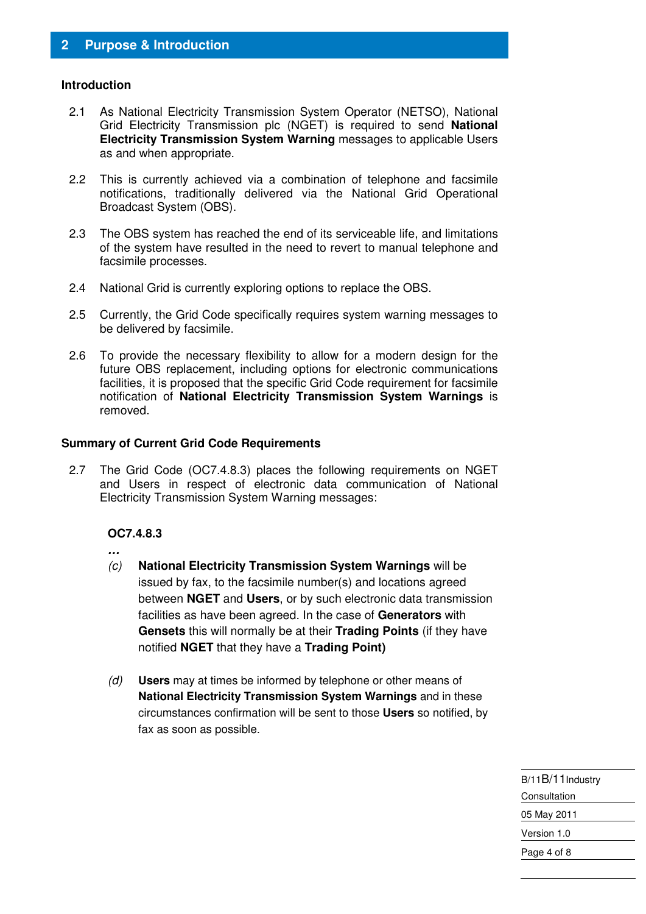## 2 Purpose & Introduction

### Introduction

2.1 As National Electricity Transmission System Operator (NETSO), National Grid Electricity Transmission plc (NGET) is required to send **National Electricity Transmission System Warning** messages to applicable Users as and when appropriate.

2.2 This is currently achieved via a combination of telephone and facsimile notifications, traditionally delivered via the National Grid Operational Broadcast System (OBS).

2.3 The OBS system has reached the end of its serviceable life, and limitations of the system have resulted in the need to revert to manual telephone and facsimile processes.

2.4 National Grid is currently exploring options to replace the OBS.

2.5 Currently, the Grid Code specifically requires system warning messages to be delivered by facsimile.

2.6 To provide the necessary flexibility to allow for a modern design for the future OBS replacement, including options for electronic communications facilities, it is proposed that the specific Grid Code requirement for facsimile notification of **National Electricity Transmission System Warnings** is removed.

### Summary of Current Grid Code Requirements

2.7 The Grid Code (OC7.4.8.3) places the following requirements on NGET and Users in respect of electronic data communication of National Electricity Transmission System Warning messages:

**OC7.4.8.3**

***…***

*(c)* **National Electricity Transmission System Warnings** will be issued by fax, to the facsimile number(s) and locations agreed between **NGET** and **Users**, or by such electronic data transmission facilities as have been agreed. In the case of **Generators** with **Gensets** this will normally be at their **Trading Points** (if they have notified **NGET** that they have a **Trading Point)**

*(d)* **Users** may at times be informed by telephone or other means of **National Electricity Transmission System Warnings** and in these circumstances confirmation will be sent to those **Users** so notified, by fax as soon as possible.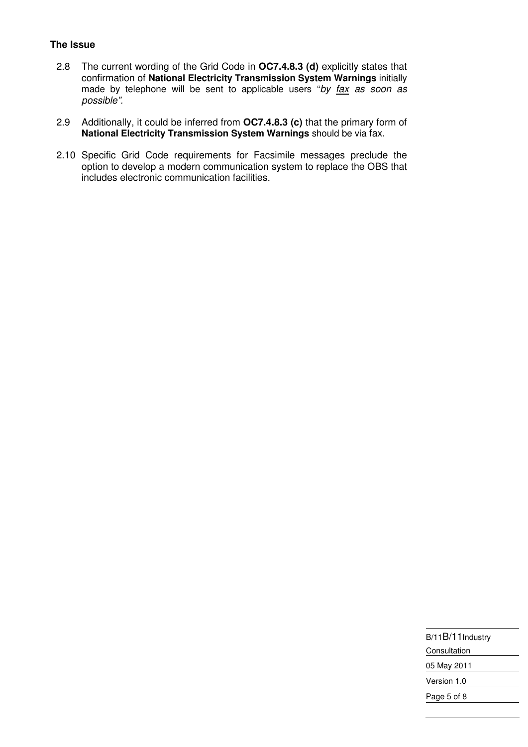**The Issue**

2.8 The current wording of the Grid Code in **OC7.4.8.3 (d)** explicitly states that confirmation of **National Electricity Transmission System Warnings** initially made by telephone will be sent to applicable users "*by fax as soon as possible".*

2.9 Additionally, it could be inferred from **OC7.4.8.3 (c)** that the primary form of **National Electricity Transmission System Warnings** should be via fax.

2.10 Specific Grid Code requirements for Facsimile messages preclude the option to develop a modern communication system to replace the OBS that includes electronic communication facilities.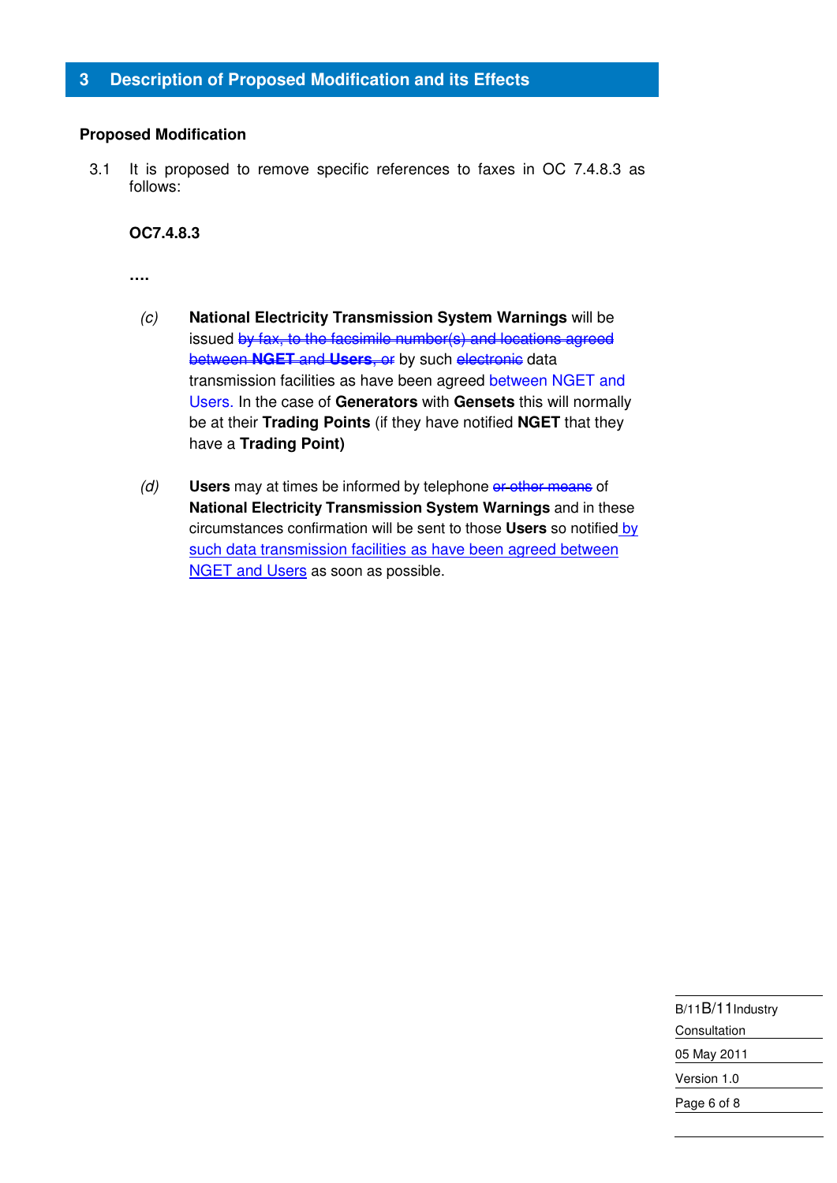## 3 Description of Proposed Modification and its Effects

**Proposed Modification**

3.1 It is proposed to remove specific references to faxes in OC 7.4.8.3 as follows:

**OC7.4.8.3**

**….**

(c) **National Electricity Transmission System Warnings** will be issued ~~by fax, to the facsimile number(s) and locations agreed between **NGET** and **Users**, or~~ by such ~~electronic~~ data transmission facilities as have been agreed between NGET and Users. In the case of **Generators** with **Gensets** this will normally be at their **Trading Points** (if they have notified **NGET** that they have a **Trading Point)**

(d) **Users** may at times be informed by telephone ~~or other means~~ of **National Electricity Transmission System Warnings** and in these circumstances confirmation will be sent to those **Users** so notified by such data transmission facilities as have been agreed between NGET and Users as soon as possible.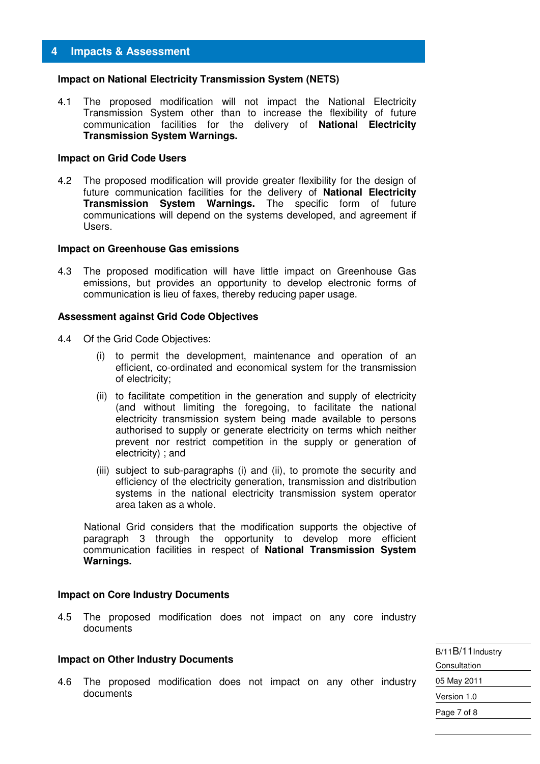## 4 Impacts & Assessment

**Impact on National Electricity Transmission System (NETS)**

4.1 The proposed modification will not impact the National Electricity Transmission System other than to increase the flexibility of future communication facilities for the delivery of **National Electricity Transmission System Warnings.**

**Impact on Grid Code Users**

4.2 The proposed modification will provide greater flexibility for the design of future communication facilities for the delivery of **National Electricity Transmission System Warnings.** The specific form of future communications will depend on the systems developed, and agreement if Users.

**Impact on Greenhouse Gas emissions**

4.3 The proposed modification will have little impact on Greenhouse Gas emissions, but provides an opportunity to develop electronic forms of communication is lieu of faxes, thereby reducing paper usage.

**Assessment against Grid Code Objectives**

4.4 Of the Grid Code Objectives:

(i) to permit the development, maintenance and operation of an efficient, co-ordinated and economical system for the transmission of electricity;

(ii) to facilitate competition in the generation and supply of electricity (and without limiting the foregoing, to facilitate the national electricity transmission system being made available to persons authorised to supply or generate electricity on terms which neither prevent nor restrict competition in the supply or generation of electricity) ; and

(iii) subject to sub-paragraphs (i) and (ii), to promote the security and efficiency of the electricity generation, transmission and distribution systems in the national electricity transmission system operator area taken as a whole.

National Grid considers that the modification supports the objective of paragraph 3 through the opportunity to develop more efficient communication facilities in respect of **National Transmission System Warnings.**

**Impact on Core Industry Documents**

4.5 The proposed modification does not impact on any core industry documents

**Impact on Other Industry Documents**

4.6 The proposed modification does not impact on any other industry documents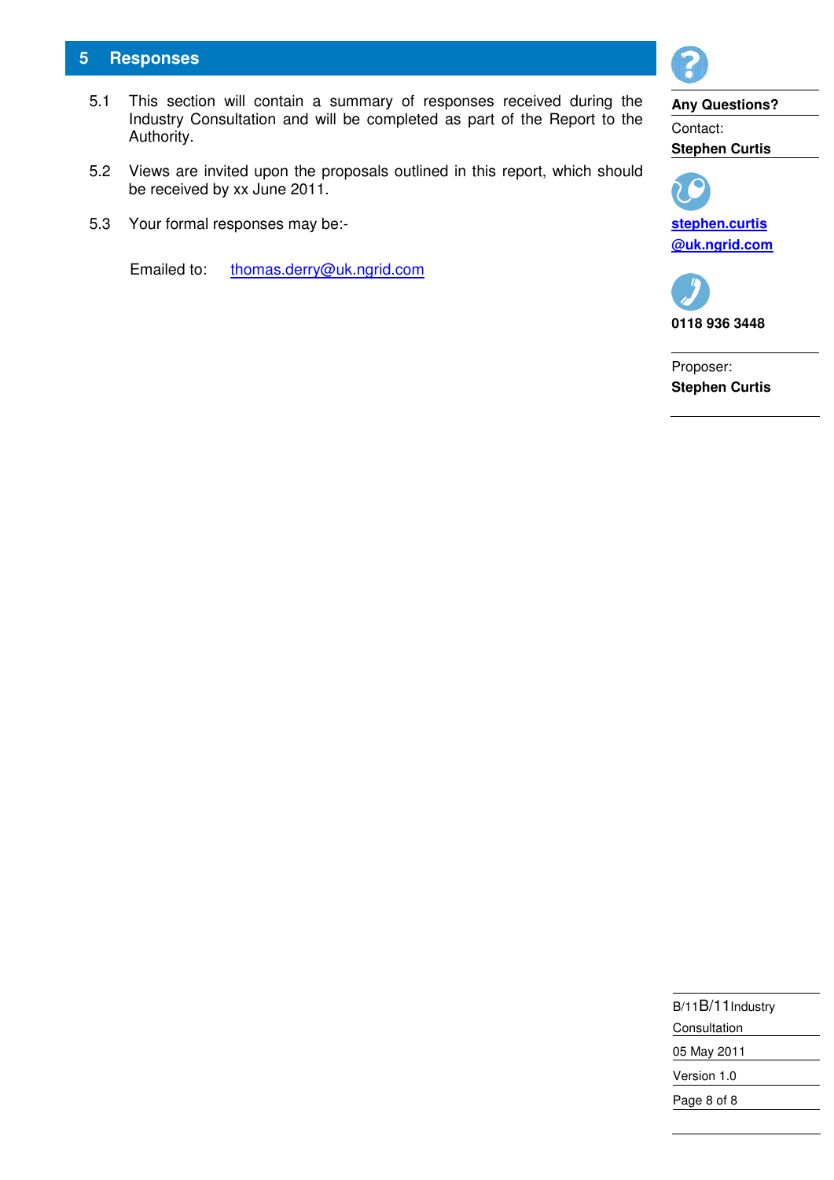# 5 Responses

5.1 This section will contain a summary of responses received during the Industry Consultation and will be completed as part of the Report to the Authority.

5.2 Views are invited upon the proposals outlined in this report, which should be received by xx June 2011.

5.3 Your formal responses may be:-

Emailed to: thomas.derry@uk.ngrid.com

**Any Questions?**

Contact:
**Stephen Curtis**

**stephen.curtis@uk.ngrid.com**

**0118 936 3448**

Proposer:
**Stephen Curtis**

B/11 Industry Consultation

05 May 2011

Version 1.0